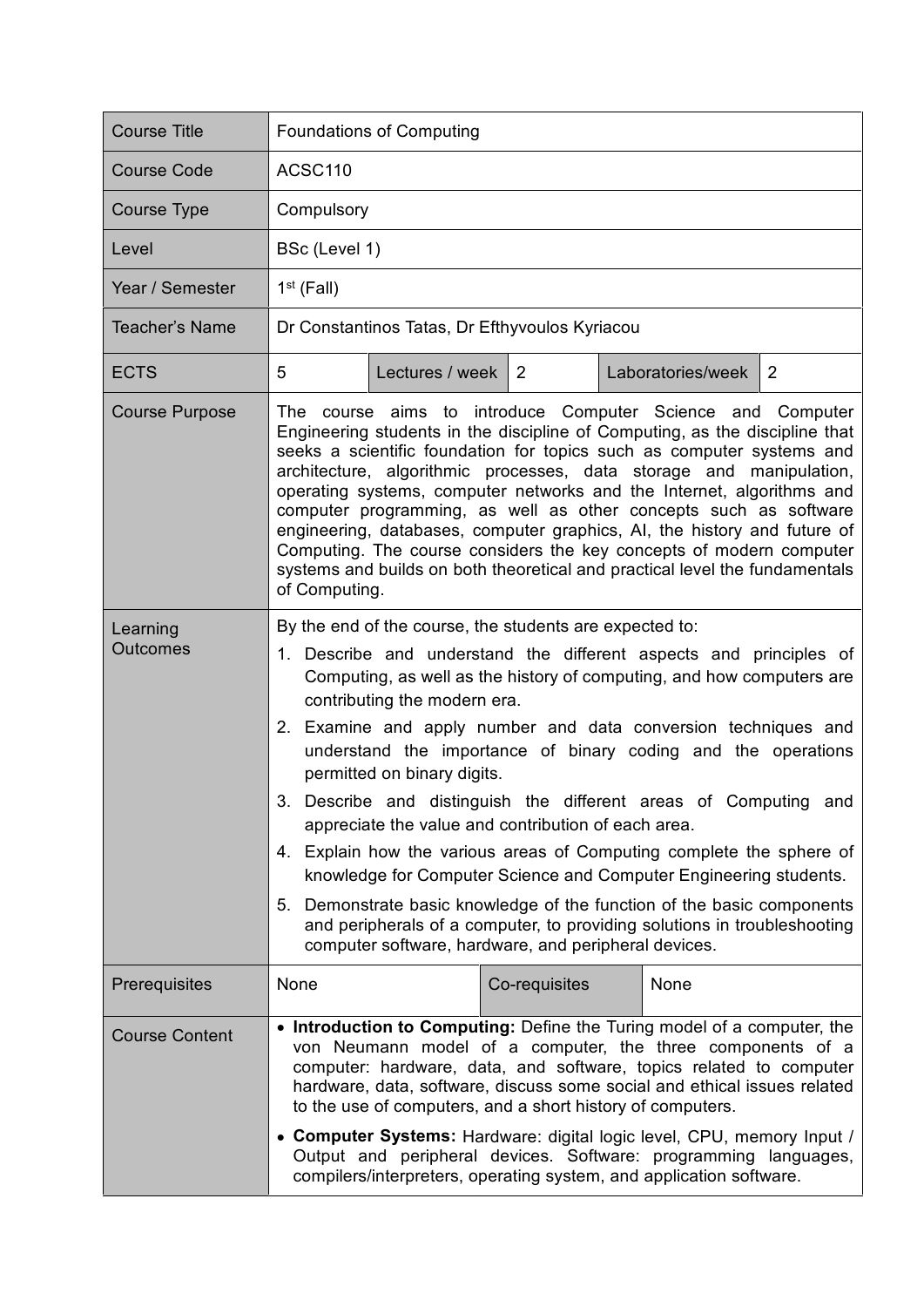| Course Title | Foundations of Computing | | | | |
|---|---|---|---|---|---|
| Course Code | ACSC110 | | | | |
| Course Type | Compulsory | | | | |
| Level | BSc (Level 1) | | | | |
| Year / Semester | 1st (Fall) | | | | |
| Teacher's Name | Dr Constantinos Tatas, Dr Efthyvoulos Kyriacou | | | | |
| ECTS | 5 | Lectures / week | 2 | Laboratories/week | 2 |
| Course Purpose | The course aims to introduce Computer Science and Computer Engineering students in the discipline of Computing, as the discipline that seeks a scientific foundation for topics such as computer systems and architecture, algorithmic processes, data storage and manipulation, operating systems, computer networks and the Internet, algorithms and computer programming, as well as other concepts such as software engineering, databases, computer graphics, AI, the history and future of Computing. The course considers the key concepts of modern computer systems and builds on both theoretical and practical level the fundamentals of Computing. | | | | |
| Learning Outcomes | By the end of the course, the students are expected to:<br>1. Describe and understand the different aspects and principles of Computing, as well as the history of computing, and how computers are contributing the modern era.<br>2. Examine and apply number and data conversion techniques and understand the importance of binary coding and the operations permitted on binary digits.<br>3. Describe and distinguish the different areas of Computing and appreciate the value and contribution of each area.<br>4. Explain how the various areas of Computing complete the sphere of knowledge for Computer Science and Computer Engineering students.<br>5. Demonstrate basic knowledge of the function of the basic components and peripherals of a computer, to providing solutions in troubleshooting computer software, hardware, and peripheral devices. | | | | |
| Prerequisites | None | Co-requisites | None | | |
| Course Content | • **Introduction to Computing:** Define the Turing model of a computer, the von Neumann model of a computer, the three components of a computer: hardware, data, and software, topics related to computer hardware, data, software, discuss some social and ethical issues related to the use of computers, and a short history of computers.<br>• **Computer Systems:** Hardware: digital logic level, CPU, memory Input / Output and peripheral devices. Software: programming languages, compilers/interpreters, operating system, and application software. | | | | |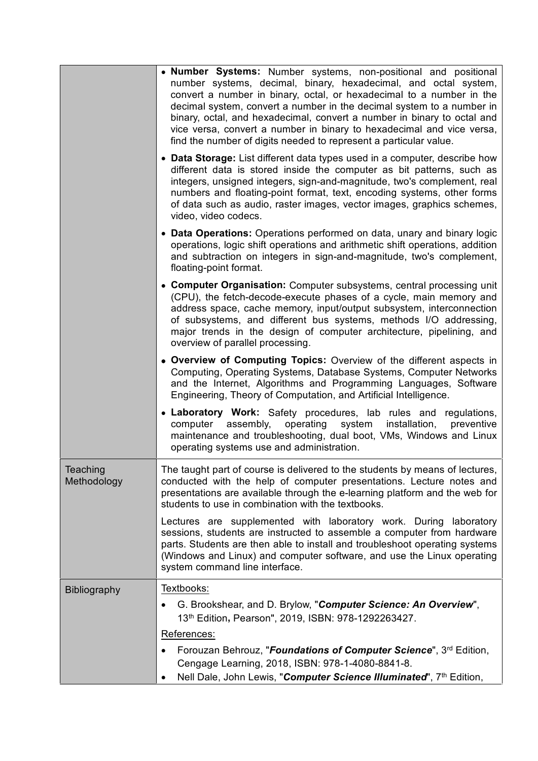| | |
|---|---|
| | • **Number Systems:** Number systems, non-positional and positional number systems, decimal, binary, hexadecimal, and octal system, convert a number in binary, octal, or hexadecimal to a number in the decimal system, convert a number in the decimal system to a number in binary, octal, and hexadecimal, convert a number in binary to octal and vice versa, convert a number in binary to hexadecimal and vice versa, find the number of digits needed to represent a particular value.<br><br>• **Data Storage:** List different data types used in a computer, describe how different data is stored inside the computer as bit patterns, such as integers, unsigned integers, sign-and-magnitude, two's complement, real numbers and floating-point format, text, encoding systems, other forms of data such as audio, raster images, vector images, graphics schemes, video, video codecs.<br><br>• **Data Operations:** Operations performed on data, unary and binary logic operations, logic shift operations and arithmetic shift operations, addition and subtraction on integers in sign-and-magnitude, two's complement, floating-point format.<br><br>• **Computer Organisation:** Computer subsystems, central processing unit (CPU), the fetch-decode-execute phases of a cycle, main memory and address space, cache memory, input/output subsystem, interconnection of subsystems, and different bus systems, methods I/O addressing, major trends in the design of computer architecture, pipelining, and overview of parallel processing.<br><br>• **Overview of Computing Topics:** Overview of the different aspects in Computing, Operating Systems, Database Systems, Computer Networks and the Internet, Algorithms and Programming Languages, Software Engineering, Theory of Computation, and Artificial Intelligence.<br><br>• **Laboratory Work:** Safety procedures, lab rules and regulations, computer assembly, operating system installation, preventive maintenance and troubleshooting, dual boot, VMs, Windows and Linux operating systems use and administration. |
| Teaching Methodology | The taught part of course is delivered to the students by means of lectures, conducted with the help of computer presentations. Lecture notes and presentations are available through the e-learning platform and the web for students to use in combination with the textbooks.<br><br>Lectures are supplemented with laboratory work. During laboratory sessions, students are instructed to assemble a computer from hardware parts. Students are then able to install and troubleshoot operating systems (Windows and Linux) and computer software, and use the Linux operating system command line interface. |
| Bibliography | Textbooks:<br><br>• G. Brookshear, and D. Brylow, "***Computer Science: An Overview***", 13th Edition**,** Pearson", 2019, ISBN: 978-1292263427.<br><br>References:<br><br>• Forouzan Behrouz, "***Foundations of Computer Science***", 3rd Edition, Cengage Learning, 2018, ISBN: 978-1-4080-8841-8.<br>• Nell Dale, John Lewis, "***Computer Science Illuminated***", 7th Edition, |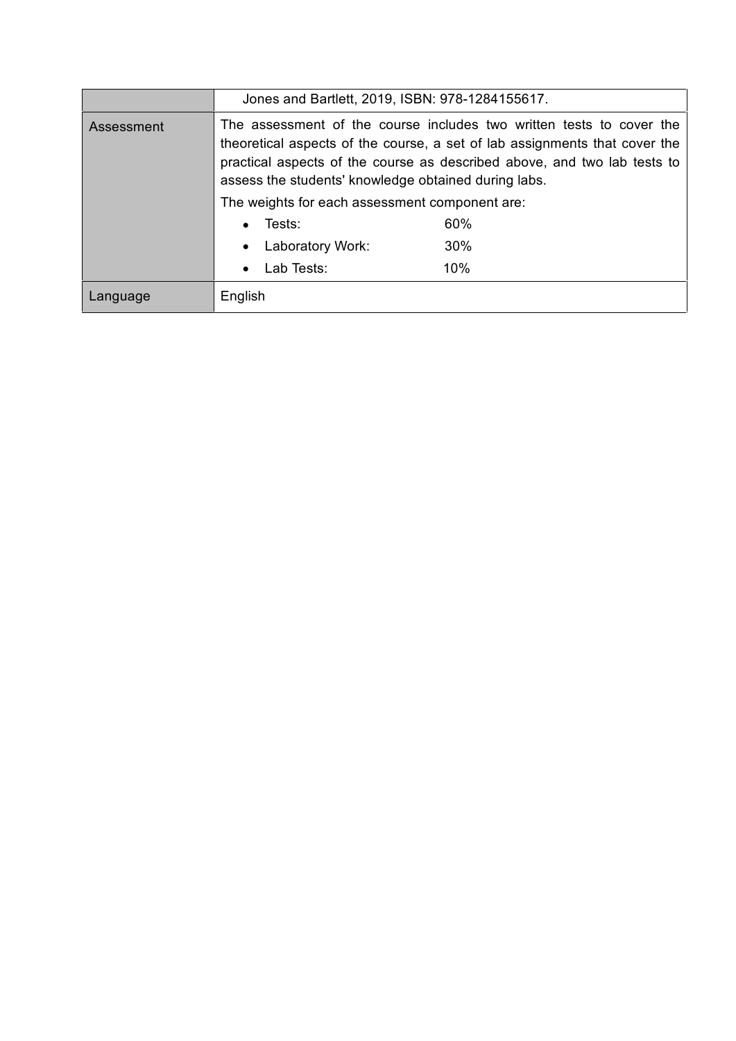| | |
|---|---|
| | Jones and Bartlett, 2019, ISBN: 978-1284155617. |
| Assessment | The assessment of the course includes two written tests to cover the theoretical aspects of the course, a set of lab assignments that cover the practical aspects of the course as described above, and two lab tests to assess the students' knowledge obtained during labs.<br>The weights for each assessment component are:<br>• Tests: 60%<br>• Laboratory Work: 30%<br>• Lab Tests: 10% |
| Language | English |